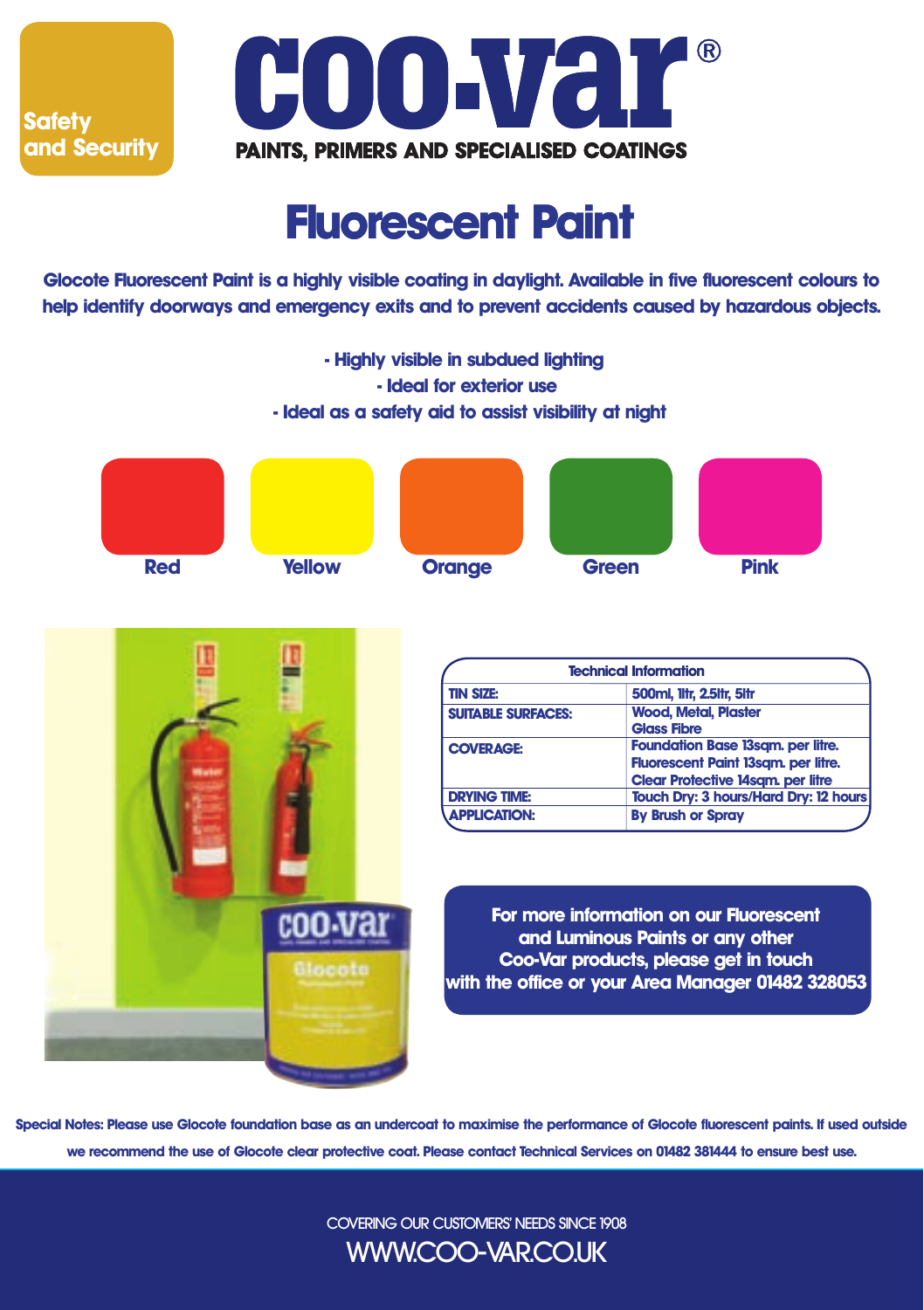Safety and Security

# coo-var®

PAINTS, PRIMERS AND SPECIALISED COATINGS

# Fluorescent Paint

**Glocote Fluorescent Paint is a highly visible coating in daylight. Available in five fluorescent colours to help identify doorways and emergency exits and to prevent accidents caused by hazardous objects.**

- Highly visible in subdued lighting
- Ideal for exterior use
- Ideal as a safety aid to assist visibility at night

Red | Yellow | Orange | Green | Pink

| Technical Information | |
|---|---|
| TIN SIZE: | 500ml, 1ltr, 2.5ltr, 5ltr |
| SUITABLE SURFACES: | Wood, Metal, Plaster Glass Fibre |
| COVERAGE: | Foundation Base 13sqm. per litre. Fluorescent Paint 13sqm. per litre. Clear Protective 14sqm. per litre |
| DRYING TIME: | Touch Dry: 3 hours/Hard Dry: 12 hours |
| APPLICATION: | By Brush or Spray |

**For more information on our Fluorescent and Luminous Paints or any other Coo-Var products, please get in touch with the office or your Area Manager 01482 328053**

**Special Notes: Please use Glocote foundation base as an undercoat to maximise the performance of Glocote fluorescent paints. If used outside we recommend the use of Glocote clear protective coat. Please contact Technical Services on 01482 381444 to ensure best use.**

COVERING OUR CUSTOMERS' NEEDS SINCE 1908

WWW.COO-VAR.CO.UK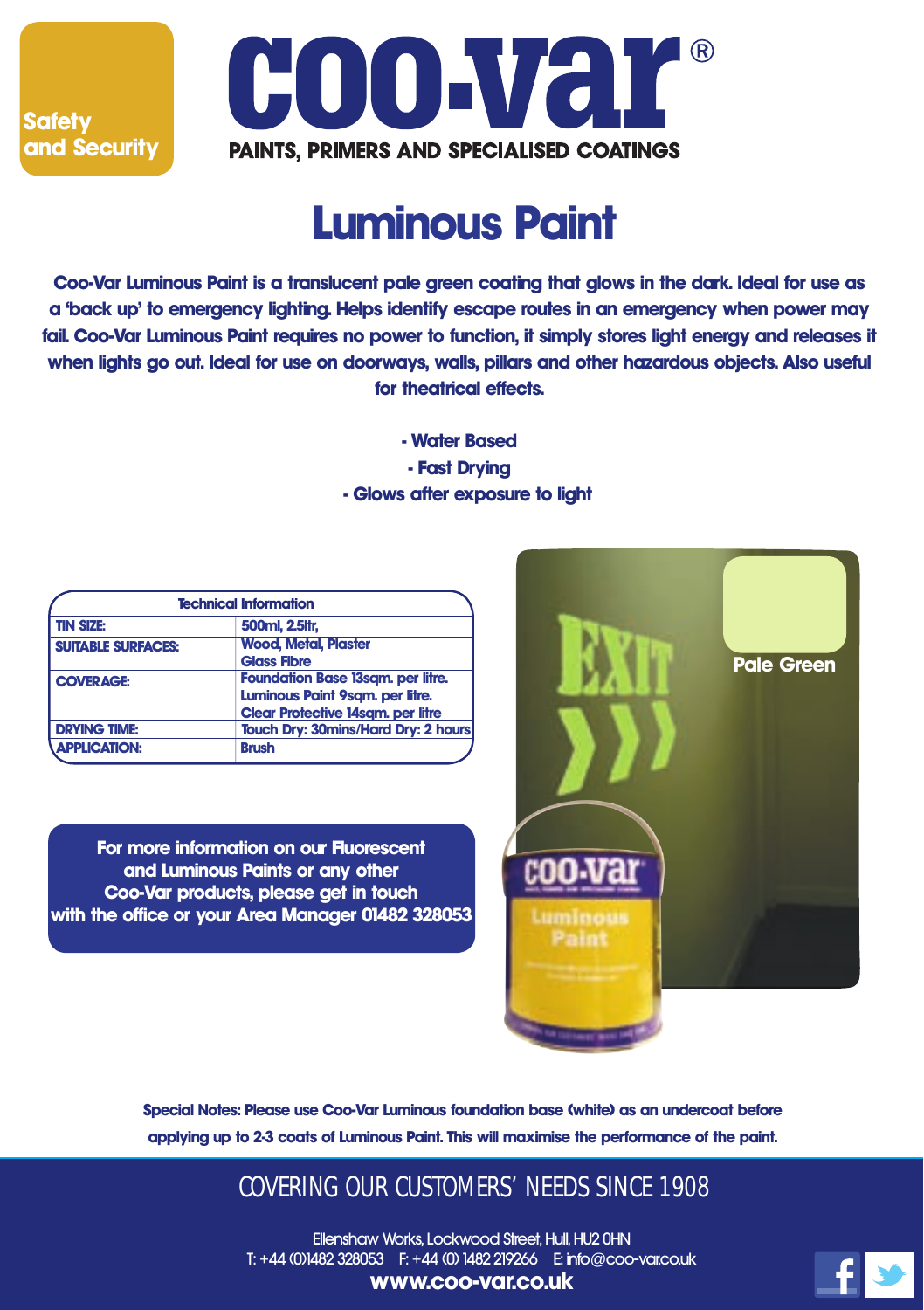Safety and Security

# coo-var®

PAINTS, PRIMERS AND SPECIALISED COATINGS

## Luminous Paint

**Coo-Var Luminous Paint is a translucent pale green coating that glows in the dark. Ideal for use as a 'back up' to emergency lighting. Helps identify escape routes in an emergency when power may fail. Coo-Var Luminous Paint requires no power to function, it simply stores light energy and releases it when lights go out. Ideal for use on doorways, walls, pillars and other hazardous objects. Also useful for theatrical effects.**

- **Water Based**
- **Fast Drying**
- **Glows after exposure to light**

| Technical Information | |
|---|---|
| TIN SIZE: | 500ml, 2.5ltr, |
| SUITABLE SURFACES: | Wood, Metal, Plaster<br>Glass Fibre |
| COVERAGE: | Foundation Base 13sqm. per litre.<br>Luminous Paint 9sqm. per litre.<br>Clear Protective 14sqm. per litre |
| DRYING TIME: | Touch Dry: 30mins/Hard Dry: 2 hours |
| APPLICATION: | Brush |

Pale Green

**For more information on our Fluorescent and Luminous Paints or any other Coo-Var products, please get in touch with the office or your Area Manager 01482 328053**

**Special Notes: Please use Coo-Var Luminous foundation base (white) as an undercoat before applying up to 2-3 coats of Luminous Paint. This will maximise the performance of the paint.**

COVERING OUR CUSTOMERS' NEEDS SINCE 1908

Ellenshaw Works, Lockwood Street, Hull, HU2 0HN
T: +44 (0)1482 328053 F: +44 (0) 1482 219266 E: info@coo-var.co.uk
**www.coo-var.co.uk**